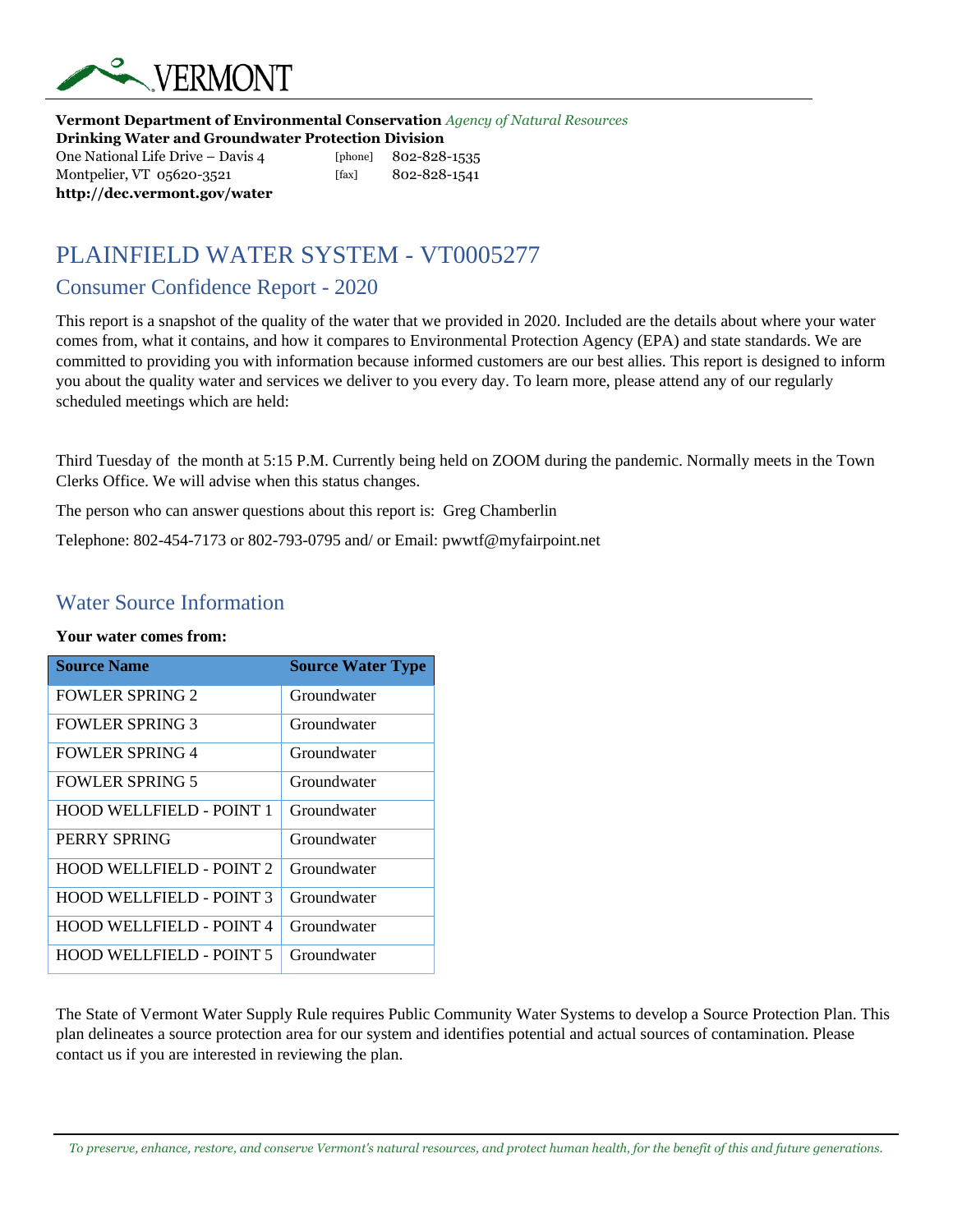VERMONT

**Vermont Department of Environmental Conservation** *Agency of Natural Resources*
**Drinking Water and Groundwater Protection Division**
One National Life Drive – Davis 4 [phone] 802-828-1535
Montpelier, VT 05620-3521 [fax] 802-828-1541
**http://dec.vermont.gov/water**

# PLAINFIELD WATER SYSTEM - VT0005277

## Consumer Confidence Report - 2020

This report is a snapshot of the quality of the water that we provided in 2020. Included are the details about where your water comes from, what it contains, and how it compares to Environmental Protection Agency (EPA) and state standards. We are committed to providing you with information because informed customers are our best allies. This report is designed to inform you about the quality water and services we deliver to you every day. To learn more, please attend any of our regularly scheduled meetings which are held:

Third Tuesday of the month at 5:15 P.M. Currently being held on ZOOM during the pandemic. Normally meets in the Town Clerks Office. We will advise when this status changes.

The person who can answer questions about this report is: Greg Chamberlin

Telephone: 802-454-7173 or 802-793-0795 and/ or Email: pwwtf@myfairpoint.net

## Water Source Information

**Your water comes from:**

| Source Name | Source Water Type |
|---|---|
| FOWLER SPRING 2 | Groundwater |
| FOWLER SPRING 3 | Groundwater |
| FOWLER SPRING 4 | Groundwater |
| FOWLER SPRING 5 | Groundwater |
| HOOD WELLFIELD - POINT 1 | Groundwater |
| PERRY SPRING | Groundwater |
| HOOD WELLFIELD - POINT 2 | Groundwater |
| HOOD WELLFIELD - POINT 3 | Groundwater |
| HOOD WELLFIELD - POINT 4 | Groundwater |
| HOOD WELLFIELD - POINT 5 | Groundwater |

The State of Vermont Water Supply Rule requires Public Community Water Systems to develop a Source Protection Plan. This plan delineates a source protection area for our system and identifies potential and actual sources of contamination. Please contact us if you are interested in reviewing the plan.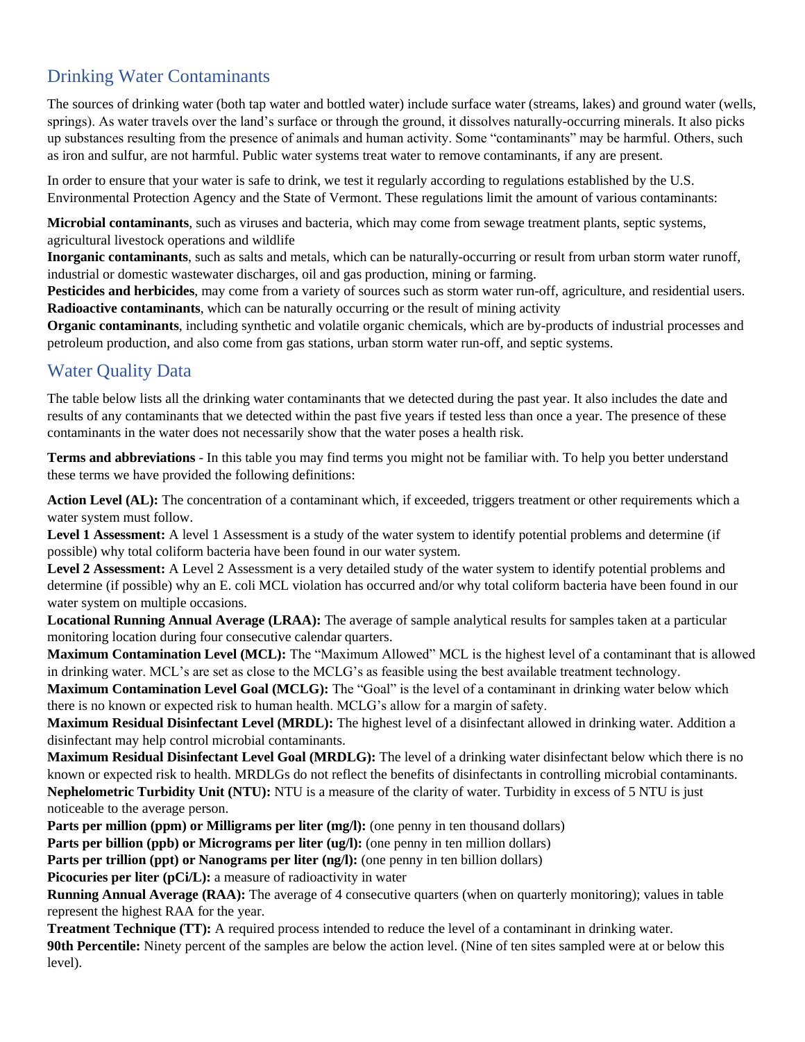## Drinking Water Contaminants

The sources of drinking water (both tap water and bottled water) include surface water (streams, lakes) and ground water (wells, springs). As water travels over the land's surface or through the ground, it dissolves naturally-occurring minerals. It also picks up substances resulting from the presence of animals and human activity. Some "contaminants" may be harmful. Others, such as iron and sulfur, are not harmful. Public water systems treat water to remove contaminants, if any are present.

In order to ensure that your water is safe to drink, we test it regularly according to regulations established by the U.S. Environmental Protection Agency and the State of Vermont. These regulations limit the amount of various contaminants:

**Microbial contaminants**, such as viruses and bacteria, which may come from sewage treatment plants, septic systems, agricultural livestock operations and wildlife
**Inorganic contaminants**, such as salts and metals, which can be naturally-occurring or result from urban storm water runoff, industrial or domestic wastewater discharges, oil and gas production, mining or farming.
**Pesticides and herbicides**, may come from a variety of sources such as storm water run-off, agriculture, and residential users.
**Radioactive contaminants**, which can be naturally occurring or the result of mining activity
**Organic contaminants**, including synthetic and volatile organic chemicals, which are by-products of industrial processes and petroleum production, and also come from gas stations, urban storm water run-off, and septic systems.

## Water Quality Data

The table below lists all the drinking water contaminants that we detected during the past year. It also includes the date and results of any contaminants that we detected within the past five years if tested less than once a year. The presence of these contaminants in the water does not necessarily show that the water poses a health risk.

**Terms and abbreviations** - In this table you may find terms you might not be familiar with. To help you better understand these terms we have provided the following definitions:

**Action Level (AL):** The concentration of a contaminant which, if exceeded, triggers treatment or other requirements which a water system must follow.
**Level 1 Assessment:** A level 1 Assessment is a study of the water system to identify potential problems and determine (if possible) why total coliform bacteria have been found in our water system.
**Level 2 Assessment:** A Level 2 Assessment is a very detailed study of the water system to identify potential problems and determine (if possible) why an E. coli MCL violation has occurred and/or why total coliform bacteria have been found in our water system on multiple occasions.
**Locational Running Annual Average (LRAA):** The average of sample analytical results for samples taken at a particular monitoring location during four consecutive calendar quarters.
**Maximum Contamination Level (MCL):** The "Maximum Allowed" MCL is the highest level of a contaminant that is allowed in drinking water. MCL's are set as close to the MCLG's as feasible using the best available treatment technology.
**Maximum Contamination Level Goal (MCLG):** The "Goal" is the level of a contaminant in drinking water below which there is no known or expected risk to human health. MCLG's allow for a margin of safety.
**Maximum Residual Disinfectant Level (MRDL):** The highest level of a disinfectant allowed in drinking water. Addition a disinfectant may help control microbial contaminants.
**Maximum Residual Disinfectant Level Goal (MRDLG):** The level of a drinking water disinfectant below which there is no known or expected risk to health. MRDLGs do not reflect the benefits of disinfectants in controlling microbial contaminants.
**Nephelometric Turbidity Unit (NTU):** NTU is a measure of the clarity of water. Turbidity in excess of 5 NTU is just noticeable to the average person.
**Parts per million (ppm) or Milligrams per liter (mg/l):** (one penny in ten thousand dollars)
**Parts per billion (ppb) or Micrograms per liter (ug/l):** (one penny in ten million dollars)
**Parts per trillion (ppt) or Nanograms per liter (ng/l):** (one penny in ten billion dollars)
**Picocuries per liter (pCi/L):** a measure of radioactivity in water
**Running Annual Average (RAA):** The average of 4 consecutive quarters (when on quarterly monitoring); values in table represent the highest RAA for the year.
**Treatment Technique (TT):** A required process intended to reduce the level of a contaminant in drinking water.
**90th Percentile:** Ninety percent of the samples are below the action level. (Nine of ten sites sampled were at or below this level).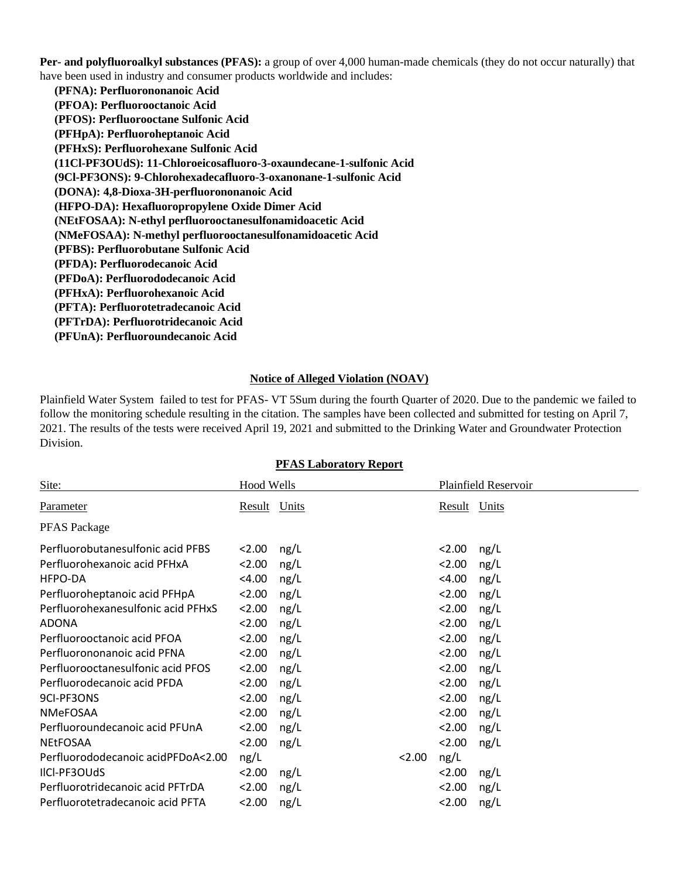**Per- and polyfluoroalkyl substances (PFAS):** a group of over 4,000 human-made chemicals (they do not occur naturally) that have been used in industry and consumer products worldwide and includes:

**(PFNA): Perfluorononanoic Acid**
**(PFOA): Perfluorooctanoic Acid**
**(PFOS): Perfluorooctane Sulfonic Acid**
**(PFHpA): Perfluoroheptanoic Acid**
**(PFHxS): Perfluorohexane Sulfonic Acid**
**(11Cl-PF3OUdS): 11-Chloroeicosafluoro-3-oxaundecane-1-sulfonic Acid**
**(9Cl-PF3ONS): 9-Chlorohexadecafluoro-3-oxanonane-1-sulfonic Acid**
**(DONA): 4,8-Dioxa-3H-perfluorononanoic Acid**
**(HFPO-DA): Hexafluoropropylene Oxide Dimer Acid**
**(NEtFOSAA): N-ethyl perfluorooctanesulfonamidoacetic Acid**
**(NMeFOSAA): N-methyl perfluorooctanesulfonamidoacetic Acid**
**(PFBS): Perfluorobutane Sulfonic Acid**
**(PFDA): Perfluorodecanoic Acid**
**(PFDoA): Perfluorododecanoic Acid**
**(PFHxA): Perfluorohexanoic Acid**
**(PFTA): Perfluorotetradecanoic Acid**
**(PFTrDA): Perfluorotridecanoic Acid**
**(PFUnA): Perfluoroundecanoic Acid**

## Notice of Alleged Violation (NOAV)

Plainfield Water System failed to test for PFAS- VT 5Sum during the fourth Quarter of 2020. Due to the pandemic we failed to follow the monitoring schedule resulting in the citation. The samples have been collected and submitted for testing on April 7, 2021. The results of the tests were received April 19, 2021 and submitted to the Drinking Water and Groundwater Protection Division.

## PFAS Laboratory Report

| Site: | Hood Wells | | Plainfield Reservoir | |
|---|---|---|---|---|
| Parameter | Result | Units | Result | Units |
| PFAS Package | | | | |
| Perfluorobutanesulfonic acid PFBS | <2.00 | ng/L | <2.00 | ng/L |
| Perfluorohexanoic acid PFHxA | <2.00 | ng/L | <2.00 | ng/L |
| HFPO-DA | <4.00 | ng/L | <4.00 | ng/L |
| Perfluoroheptanoic acid PFHpA | <2.00 | ng/L | <2.00 | ng/L |
| Perfluorohexanesulfonic acid PFHxS | <2.00 | ng/L | <2.00 | ng/L |
| ADONA | <2.00 | ng/L | <2.00 | ng/L |
| Perfluorooctanoic acid PFOA | <2.00 | ng/L | <2.00 | ng/L |
| Perfluorononanoic acid PFNA | <2.00 | ng/L | <2.00 | ng/L |
| Perfluorooctanesulfonic acid PFOS | <2.00 | ng/L | <2.00 | ng/L |
| Perfluorodecanoic acid PFDA | <2.00 | ng/L | <2.00 | ng/L |
| 9CI-PF3ONS | <2.00 | ng/L | <2.00 | ng/L |
| NMeFOSAA | <2.00 | ng/L | <2.00 | ng/L |
| Perfluoroundecanoic acid PFUnA | <2.00 | ng/L | <2.00 | ng/L |
| NEtFOSAA | <2.00 | ng/L | <2.00 | ng/L |
| Perfluorododecanoic acidPFDoA<2.00 | ng/L | | <2.00 | ng/L |
| IlCl-PF3OUdS | <2.00 | ng/L | <2.00 | ng/L |
| Perfluorotridecanoic acid PFTrDA | <2.00 | ng/L | <2.00 | ng/L |
| Perfluorotetradecanoic acid PFTA | <2.00 | ng/L | <2.00 | ng/L |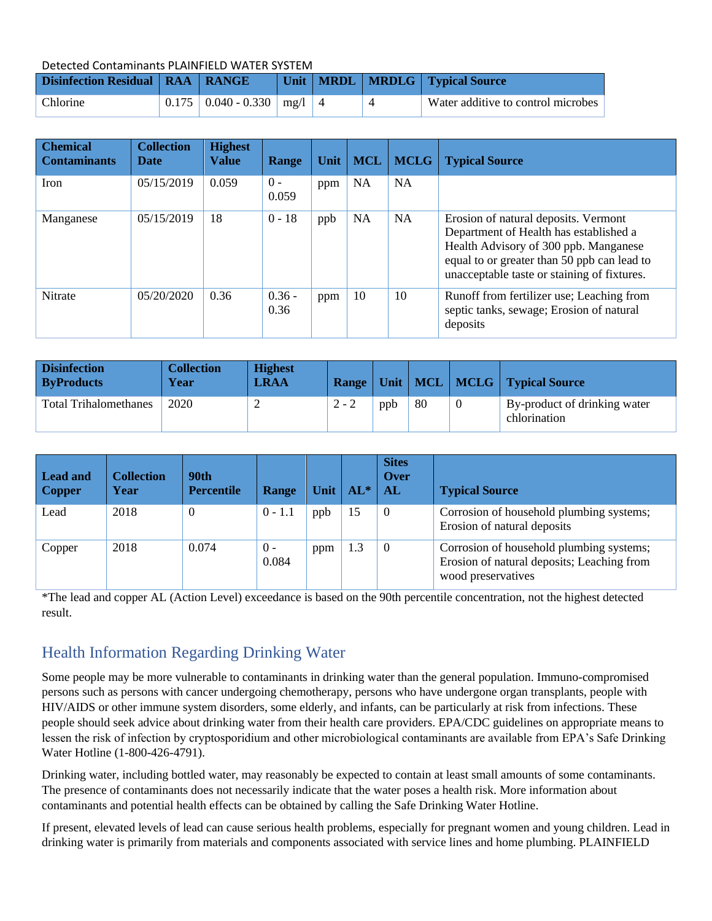Detected Contaminants PLAINFIELD WATER SYSTEM

| Disinfection Residual | RAA | RANGE | Unit | MRDL | MRDLG | Typical Source |
|---|---|---|---|---|---|---|
| Chlorine | 0.175 | 0.040 - 0.330 | mg/l | 4 | 4 | Water additive to control microbes |

| Chemical Contaminants | Collection Date | Highest Value | Range | Unit | MCL | MCLG | Typical Source |
|---|---|---|---|---|---|---|---|
| Iron | 05/15/2019 | 0.059 | 0 - 0.059 | ppm | NA | NA | |
| Manganese | 05/15/2019 | 18 | 0 - 18 | ppb | NA | NA | Erosion of natural deposits. Vermont Department of Health has established a Health Advisory of 300 ppb. Manganese equal to or greater than 50 ppb can lead to unacceptable taste or staining of fixtures. |
| Nitrate | 05/20/2020 | 0.36 | 0.36 - 0.36 | ppm | 10 | 10 | Runoff from fertilizer use; Leaching from septic tanks, sewage; Erosion of natural deposits |

| Disinfection ByProducts | Collection Year | Highest LRAA | Range | Unit | MCL | MCLG | Typical Source |
|---|---|---|---|---|---|---|---|
| Total Trihalomethanes | 2020 | 2 | 2 - 2 | ppb | 80 | 0 | By-product of drinking water chlorination |

| Lead and Copper | Collection Year | 90th Percentile | Range | Unit | AL* | Sites Over AL | Typical Source |
|---|---|---|---|---|---|---|---|
| Lead | 2018 | 0 | 0 - 1.1 | ppb | 15 | 0 | Corrosion of household plumbing systems; Erosion of natural deposits |
| Copper | 2018 | 0.074 | 0 - 0.084 | ppm | 1.3 | 0 | Corrosion of household plumbing systems; Erosion of natural deposits; Leaching from wood preservatives |

*The lead and copper AL (Action Level) exceedance is based on the 90th percentile concentration, not the highest detected result.

## Health Information Regarding Drinking Water

Some people may be more vulnerable to contaminants in drinking water than the general population. Immuno-compromised persons such as persons with cancer undergoing chemotherapy, persons who have undergone organ transplants, people with HIV/AIDS or other immune system disorders, some elderly, and infants, can be particularly at risk from infections. These people should seek advice about drinking water from their health care providers. EPA/CDC guidelines on appropriate means to lessen the risk of infection by cryptosporidium and other microbiological contaminants are available from EPA's Safe Drinking Water Hotline (1-800-426-4791).

Drinking water, including bottled water, may reasonably be expected to contain at least small amounts of some contaminants. The presence of contaminants does not necessarily indicate that the water poses a health risk. More information about contaminants and potential health effects can be obtained by calling the Safe Drinking Water Hotline.

If present, elevated levels of lead can cause serious health problems, especially for pregnant women and young children. Lead in drinking water is primarily from materials and components associated with service lines and home plumbing. PLAINFIELD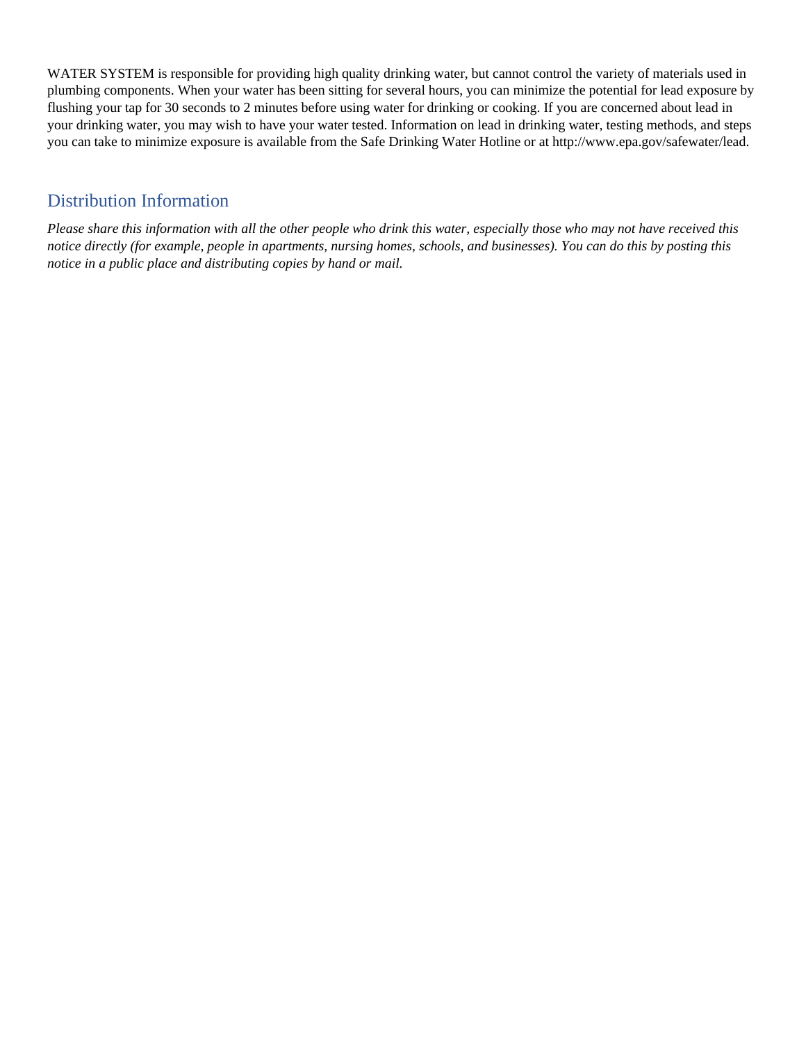WATER SYSTEM is responsible for providing high quality drinking water, but cannot control the variety of materials used in plumbing components. When your water has been sitting for several hours, you can minimize the potential for lead exposure by flushing your tap for 30 seconds to 2 minutes before using water for drinking or cooking. If you are concerned about lead in your drinking water, you may wish to have your water tested. Information on lead in drinking water, testing methods, and steps you can take to minimize exposure is available from the Safe Drinking Water Hotline or at http://www.epa.gov/safewater/lead.

## Distribution Information

*Please share this information with all the other people who drink this water, especially those who may not have received this notice directly (for example, people in apartments, nursing homes, schools, and businesses). You can do this by posting this notice in a public place and distributing copies by hand or mail.*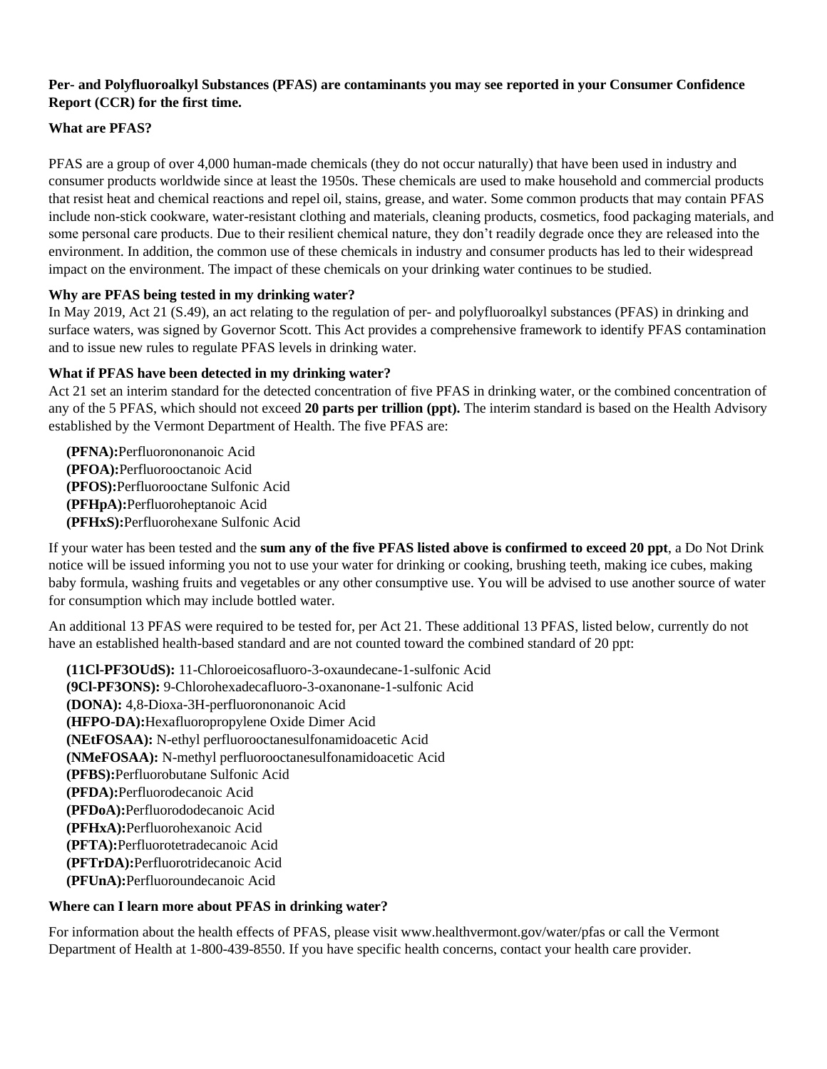**Per- and Polyfluoroalkyl Substances (PFAS) are contaminants you may see reported in your Consumer Confidence Report (CCR) for the first time.**

**What are PFAS?**

PFAS are a group of over 4,000 human-made chemicals (they do not occur naturally) that have been used in industry and consumer products worldwide since at least the 1950s. These chemicals are used to make household and commercial products that resist heat and chemical reactions and repel oil, stains, grease, and water. Some common products that may contain PFAS include non-stick cookware, water-resistant clothing and materials, cleaning products, cosmetics, food packaging materials, and some personal care products. Due to their resilient chemical nature, they don't readily degrade once they are released into the environment. In addition, the common use of these chemicals in industry and consumer products has led to their widespread impact on the environment. The impact of these chemicals on your drinking water continues to be studied.

**Why are PFAS being tested in my drinking water?**

In May 2019, Act 21 (S.49), an act relating to the regulation of per- and polyfluoroalkyl substances (PFAS) in drinking and surface waters, was signed by Governor Scott. This Act provides a comprehensive framework to identify PFAS contamination and to issue new rules to regulate PFAS levels in drinking water.

**What if PFAS have been detected in my drinking water?**

Act 21 set an interim standard for the detected concentration of five PFAS in drinking water, or the combined concentration of any of the 5 PFAS, which should not exceed **20 parts per trillion (ppt).** The interim standard is based on the Health Advisory established by the Vermont Department of Health. The five PFAS are:

**(PFNA):**Perfluorononanoic Acid
**(PFOA):**Perfluorooctanoic Acid
**(PFOS):**Perfluorooctane Sulfonic Acid
**(PFHpA):**Perfluoroheptanoic Acid
**(PFHxS):**Perfluorohexane Sulfonic Acid

If your water has been tested and the **sum any of the five PFAS listed above is confirmed to exceed 20 ppt**, a Do Not Drink notice will be issued informing you not to use your water for drinking or cooking, brushing teeth, making ice cubes, making baby formula, washing fruits and vegetables or any other consumptive use. You will be advised to use another source of water for consumption which may include bottled water.

An additional 13 PFAS were required to be tested for, per Act 21. These additional 13 PFAS, listed below, currently do not have an established health-based standard and are not counted toward the combined standard of 20 ppt:

**(11Cl-PF3OUdS):** 11-Chloroeicosafluoro-3-oxaundecane-1-sulfonic Acid
**(9Cl-PF3ONS):** 9-Chlorohexadecafluoro-3-oxanonane-1-sulfonic Acid
**(DONA):** 4,8-Dioxa-3H-perfluorononanoic Acid
**(HFPO-DA):**Hexafluoropropylene Oxide Dimer Acid
**(NEtFOSAA):** N-ethyl perfluorooctanesulfonamidoacetic Acid
**(NMeFOSAA):** N-methyl perfluorooctanesulfonamidoacetic Acid
**(PFBS):**Perfluorobutane Sulfonic Acid
**(PFDA):**Perfluorodecanoic Acid
**(PFDoA):**Perfluorododecanoic Acid
**(PFHxA):**Perfluorohexanoic Acid
**(PFTA):**Perfluorotetradecanoic Acid
**(PFTrDA):**Perfluorotridecanoic Acid
**(PFUnA):**Perfluoroundecanoic Acid

**Where can I learn more about PFAS in drinking water?**

For information about the health effects of PFAS, please visit www.healthvermont.gov/water/pfas or call the Vermont Department of Health at 1-800-439-8550. If you have specific health concerns, contact your health care provider.